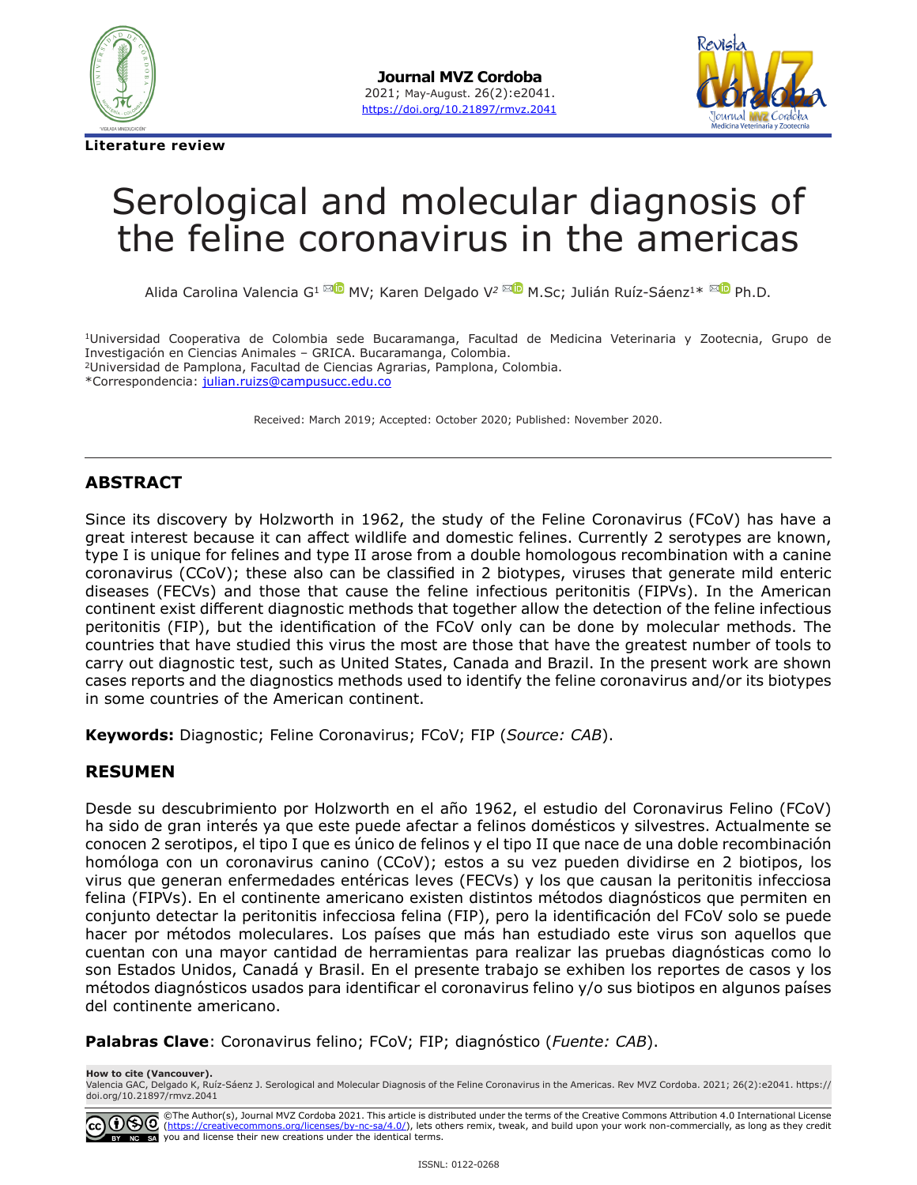**Literature review**

# Serological and molecular diagnosis of the feline coronavirus in the americas

Alida Carolina Valencia G[1] MV; Karen Delgado V[2] M.Sc; Julián Ruíz-Sáenz[1]* Ph.D.

[1]Universidad Cooperativa de Colombia sede Bucaramanga, Facultad de Medicina Veterinaria y Zootecnia, Grupo de Investigación en Ciencias Animales – GRICA. Bucaramanga, Colombia.
[2]Universidad de Pamplona, Facultad de Ciencias Agrarias, Pamplona, Colombia.
*Correspondencia: julian.ruizs@campusucc.edu.co

Received: March 2019; Accepted: October 2020; Published: November 2020.

## ABSTRACT

Since its discovery by Holzworth in 1962, the study of the Feline Coronavirus (FCoV) has have a great interest because it can affect wildlife and domestic felines. Currently 2 serotypes are known, type I is unique for felines and type II arose from a double homologous recombination with a canine coronavirus (CCoV); these also can be classified in 2 biotypes, viruses that generate mild enteric diseases (FECVs) and those that cause the feline infectious peritonitis (FIPVs). In the American continent exist different diagnostic methods that together allow the detection of the feline infectious peritonitis (FIP), but the identification of the FCoV only can be done by molecular methods. The countries that have studied this virus the most are those that have the greatest number of tools to carry out diagnostic test, such as United States, Canada and Brazil. In the present work are shown cases reports and the diagnostics methods used to identify the feline coronavirus and/or its biotypes in some countries of the American continent.

**Keywords:** Diagnostic; Feline Coronavirus; FCoV; FIP (*Source: CAB*).

## RESUMEN

Desde su descubrimiento por Holzworth en el año 1962, el estudio del Coronavirus Felino (FCoV) ha sido de gran interés ya que este puede afectar a felinos domésticos y silvestres. Actualmente se conocen 2 serotipos, el tipo I que es único de felinos y el tipo II que nace de una doble recombinación homóloga con un coronavirus canino (CCoV); estos a su vez pueden dividirse en 2 biotipos, los virus que generan enfermedades entéricas leves (FECVs) y los que causan la peritonitis infecciosa felina (FIPVs). En el continente americano existen distintos métodos diagnósticos que permiten en conjunto detectar la peritonitis infecciosa felina (FIP), pero la identificación del FCoV solo se puede hacer por métodos moleculares. Los países que más han estudiado este virus son aquellos que cuentan con una mayor cantidad de herramientas para realizar las pruebas diagnósticas como lo son Estados Unidos, Canadá y Brasil. En el presente trabajo se exhiben los reportes de casos y los métodos diagnósticos usados para identificar el coronavirus felino y/o sus biotipos en algunos países del continente americano.

**Palabras Clave**: Coronavirus felino; FCoV; FIP; diagnóstico (*Fuente: CAB*).

**How to cite (Vancouver).**
Valencia GAC, Delgado K, Ruíz-Sáenz J. Serological and Molecular Diagnosis of the Feline Coronavirus in the Americas. Rev MVZ Cordoba. 2021; 26(2):e2041. https://doi.org/10.21897/rmvz.2041

©The Author(s), Journal MVZ Cordoba 2021. This article is distributed under the terms of the Creative Commons Attribution 4.0 International License (https://creativecommons.org/licenses/by-nc-sa/4.0/), lets others remix, tweak, and build upon your work non-commercially, as long as they credit you and license their new creations under the identical terms.

ISSNL: 0122-0268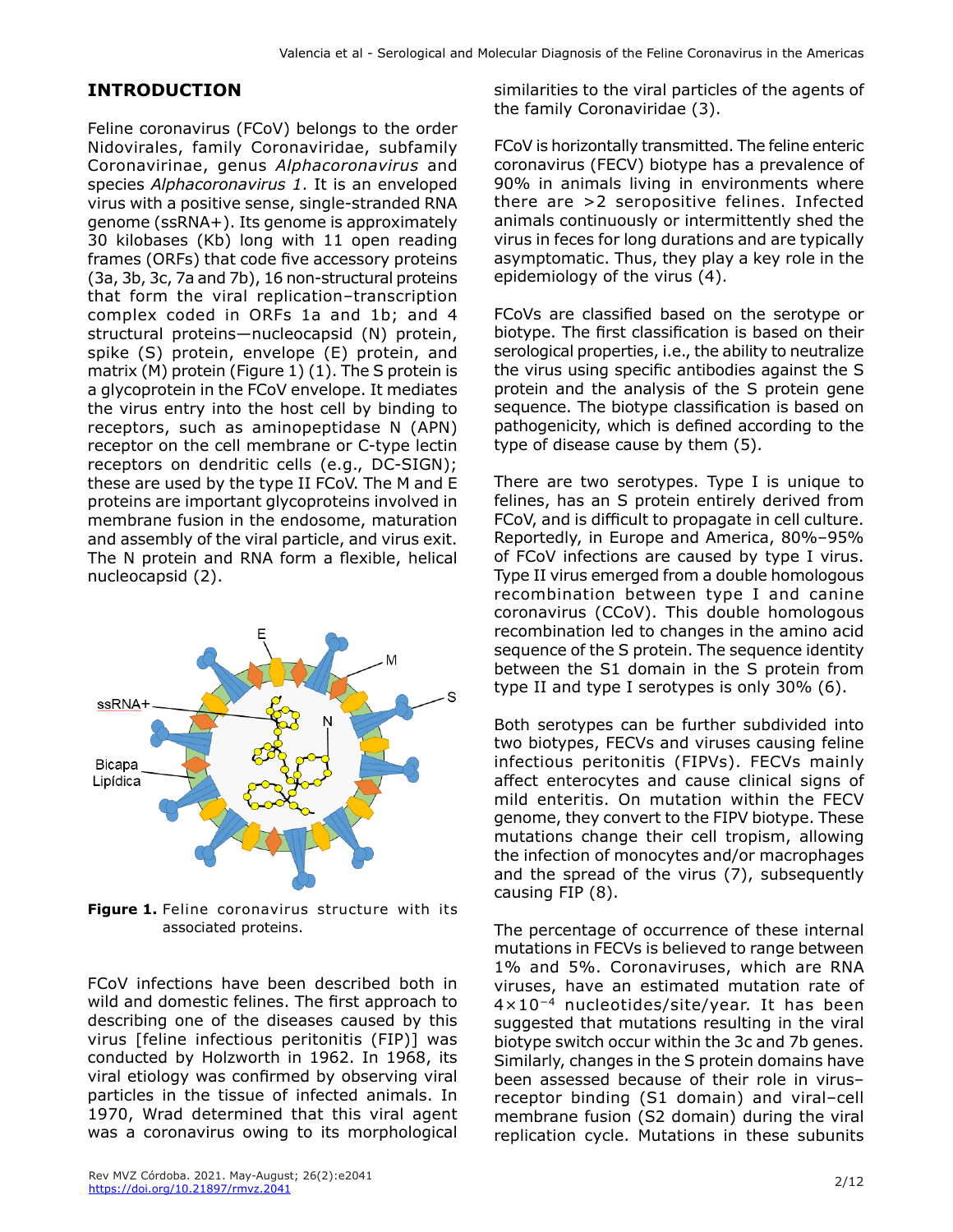## INTRODUCTION

Feline coronavirus (FCoV) belongs to the order Nidovirales, family Coronaviridae, subfamily Coronavirinae, genus *Alphacoronavirus* and species *Alphacoronavirus 1*. It is an enveloped virus with a positive sense, single-stranded RNA genome (ssRNA+). Its genome is approximately 30 kilobases (Kb) long with 11 open reading frames (ORFs) that code five accessory proteins (3a, 3b, 3c, 7a and 7b), 16 non-structural proteins that form the viral replication–transcription complex coded in ORFs 1a and 1b; and 4 structural proteins—nucleocapsid (N) protein, spike (S) protein, envelope (E) protein, and matrix (M) protein (Figure 1) (1). The S protein is a glycoprotein in the FCoV envelope. It mediates the virus entry into the host cell by binding to receptors, such as aminopeptidase N (APN) receptor on the cell membrane or C-type lectin receptors on dendritic cells (e.g., DC-SIGN); these are used by the type II FCoV. The M and E proteins are important glycoproteins involved in membrane fusion in the endosome, maturation and assembly of the viral particle, and virus exit. The N protein and RNA form a flexible, helical nucleocapsid (2).

**Figure 1.** Feline coronavirus structure with its associated proteins.

FCoV infections have been described both in wild and domestic felines. The first approach to describing one of the diseases caused by this virus [feline infectious peritonitis (FIP)] was conducted by Holzworth in 1962. In 1968, its viral etiology was confirmed by observing viral particles in the tissue of infected animals. In 1970, Wrad determined that this viral agent was a coronavirus owing to its morphological similarities to the viral particles of the agents of the family Coronaviridae (3).

FCoV is horizontally transmitted. The feline enteric coronavirus (FECV) biotype has a prevalence of 90% in animals living in environments where there are >2 seropositive felines. Infected animals continuously or intermittently shed the virus in feces for long durations and are typically asymptomatic. Thus, they play a key role in the epidemiology of the virus (4).

FCoVs are classified based on the serotype or biotype. The first classification is based on their serological properties, i.e., the ability to neutralize the virus using specific antibodies against the S protein and the analysis of the S protein gene sequence. The biotype classification is based on pathogenicity, which is defined according to the type of disease cause by them (5).

There are two serotypes. Type I is unique to felines, has an S protein entirely derived from FCoV, and is difficult to propagate in cell culture. Reportedly, in Europe and America, 80%–95% of FCoV infections are caused by type I virus. Type II virus emerged from a double homologous recombination between type I and canine coronavirus (CCoV). This double homologous recombination led to changes in the amino acid sequence of the S protein. The sequence identity between the S1 domain in the S protein from type II and type I serotypes is only 30% (6).

Both serotypes can be further subdivided into two biotypes, FECVs and viruses causing feline infectious peritonitis (FIPVs). FECVs mainly affect enterocytes and cause clinical signs of mild enteritis. On mutation within the FECV genome, they convert to the FIPV biotype. These mutations change their cell tropism, allowing the infection of monocytes and/or macrophages and the spread of the virus (7), subsequently causing FIP (8).

The percentage of occurrence of these internal mutations in FECVs is believed to range between 1% and 5%. Coronaviruses, which are RNA viruses, have an estimated mutation rate of $4\times10^{-4}$ nucleotides/site/year. It has been suggested that mutations resulting in the viral biotype switch occur within the 3c and 7b genes. Similarly, changes in the S protein domains have been assessed because of their role in virus–receptor binding (S1 domain) and viral–cell membrane fusion (S2 domain) during the viral replication cycle. Mutations in these subunits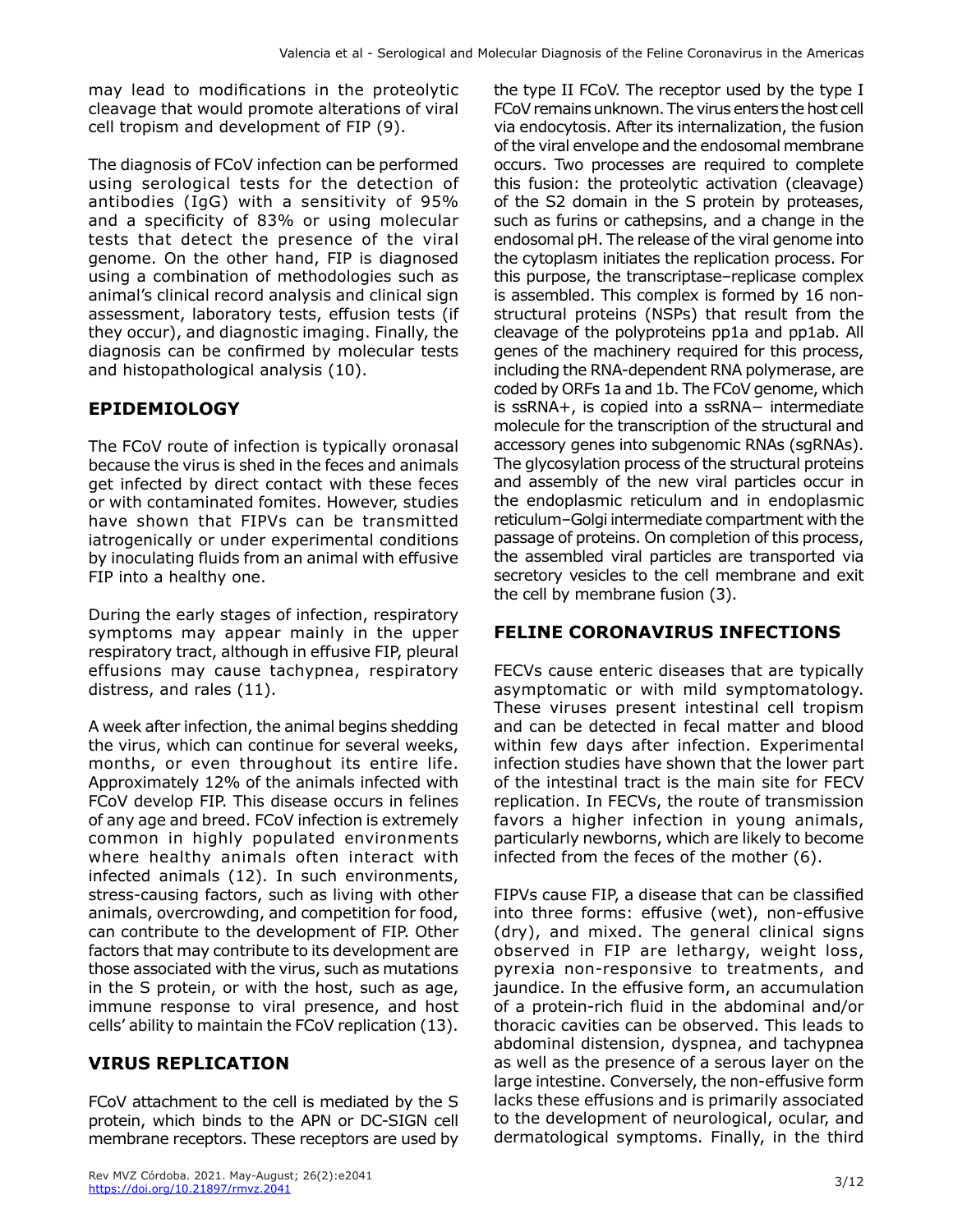may lead to modifications in the proteolytic cleavage that would promote alterations of viral cell tropism and development of FIP (9).

The diagnosis of FCoV infection can be performed using serological tests for the detection of antibodies (IgG) with a sensitivity of 95% and a specificity of 83% or using molecular tests that detect the presence of the viral genome. On the other hand, FIP is diagnosed using a combination of methodologies such as animal's clinical record analysis and clinical sign assessment, laboratory tests, effusion tests (if they occur), and diagnostic imaging. Finally, the diagnosis can be confirmed by molecular tests and histopathological analysis (10).

## EPIDEMIOLOGY

The FCoV route of infection is typically oronasal because the virus is shed in the feces and animals get infected by direct contact with these feces or with contaminated fomites. However, studies have shown that FIPVs can be transmitted iatrogenically or under experimental conditions by inoculating fluids from an animal with effusive FIP into a healthy one.

During the early stages of infection, respiratory symptoms may appear mainly in the upper respiratory tract, although in effusive FIP, pleural effusions may cause tachypnea, respiratory distress, and rales (11).

A week after infection, the animal begins shedding the virus, which can continue for several weeks, months, or even throughout its entire life. Approximately 12% of the animals infected with FCoV develop FIP. This disease occurs in felines of any age and breed. FCoV infection is extremely common in highly populated environments where healthy animals often interact with infected animals (12). In such environments, stress-causing factors, such as living with other animals, overcrowding, and competition for food, can contribute to the development of FIP. Other factors that may contribute to its development are those associated with the virus, such as mutations in the S protein, or with the host, such as age, immune response to viral presence, and host cells' ability to maintain the FCoV replication (13).

## VIRUS REPLICATION

FCoV attachment to the cell is mediated by the S protein, which binds to the APN or DC-SIGN cell membrane receptors. These receptors are used by the type II FCoV. The receptor used by the type I FCoV remains unknown. The virus enters the host cell via endocytosis. After its internalization, the fusion of the viral envelope and the endosomal membrane occurs. Two processes are required to complete this fusion: the proteolytic activation (cleavage) of the S2 domain in the S protein by proteases, such as furins or cathepsins, and a change in the endosomal pH. The release of the viral genome into the cytoplasm initiates the replication process. For this purpose, the transcriptase–replicase complex is assembled. This complex is formed by 16 non-structural proteins (NSPs) that result from the cleavage of the polyproteins pp1a and pp1ab. All genes of the machinery required for this process, including the RNA-dependent RNA polymerase, are coded by ORFs 1a and 1b. The FCoV genome, which is ssRNA+, is copied into a ssRNA− intermediate molecule for the transcription of the structural and accessory genes into subgenomic RNAs (sgRNAs). The glycosylation process of the structural proteins and assembly of the new viral particles occur in the endoplasmic reticulum and in endoplasmic reticulum–Golgi intermediate compartment with the passage of proteins. On completion of this process, the assembled viral particles are transported via secretory vesicles to the cell membrane and exit the cell by membrane fusion (3).

## FELINE CORONAVIRUS INFECTIONS

FECVs cause enteric diseases that are typically asymptomatic or with mild symptomatology. These viruses present intestinal cell tropism and can be detected in fecal matter and blood within few days after infection. Experimental infection studies have shown that the lower part of the intestinal tract is the main site for FECV replication. In FECVs, the route of transmission favors a higher infection in young animals, particularly newborns, which are likely to become infected from the feces of the mother (6).

FIPVs cause FIP, a disease that can be classified into three forms: effusive (wet), non-effusive (dry), and mixed. The general clinical signs observed in FIP are lethargy, weight loss, pyrexia non-responsive to treatments, and jaundice. In the effusive form, an accumulation of a protein-rich fluid in the abdominal and/or thoracic cavities can be observed. This leads to abdominal distension, dyspnea, and tachypnea as well as the presence of a serous layer on the large intestine. Conversely, the non-effusive form lacks these effusions and is primarily associated to the development of neurological, ocular, and dermatological symptoms. Finally, in the third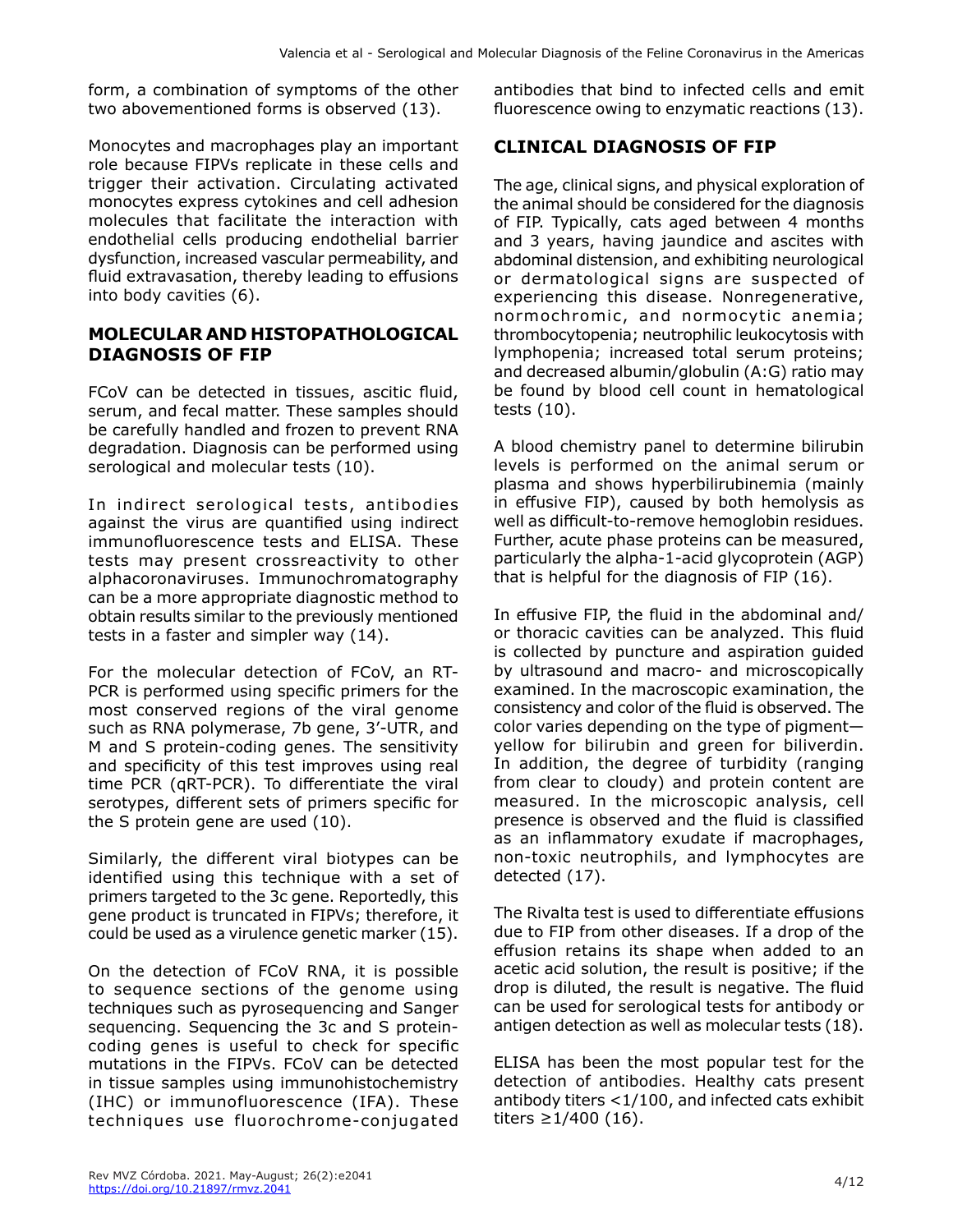form, a combination of symptoms of the other two abovementioned forms is observed (13).

Monocytes and macrophages play an important role because FIPVs replicate in these cells and trigger their activation. Circulating activated monocytes express cytokines and cell adhesion molecules that facilitate the interaction with endothelial cells producing endothelial barrier dysfunction, increased vascular permeability, and fluid extravasation, thereby leading to effusions into body cavities (6).

## MOLECULAR AND HISTOPATHOLOGICAL DIAGNOSIS OF FIP

FCoV can be detected in tissues, ascitic fluid, serum, and fecal matter. These samples should be carefully handled and frozen to prevent RNA degradation. Diagnosis can be performed using serological and molecular tests (10).

In indirect serological tests, antibodies against the virus are quantified using indirect immunofluorescence tests and ELISA. These tests may present crossreactivity to other alphacoronaviruses. Immunochromatography can be a more appropriate diagnostic method to obtain results similar to the previously mentioned tests in a faster and simpler way (14).

For the molecular detection of FCoV, an RT-PCR is performed using specific primers for the most conserved regions of the viral genome such as RNA polymerase, 7b gene, 3′-UTR, and M and S protein-coding genes. The sensitivity and specificity of this test improves using real time PCR (qRT-PCR). To differentiate the viral serotypes, different sets of primers specific for the S protein gene are used (10).

Similarly, the different viral biotypes can be identified using this technique with a set of primers targeted to the 3c gene. Reportedly, this gene product is truncated in FIPVs; therefore, it could be used as a virulence genetic marker (15).

On the detection of FCoV RNA, it is possible to sequence sections of the genome using techniques such as pyrosequencing and Sanger sequencing. Sequencing the 3c and S protein-coding genes is useful to check for specific mutations in the FIPVs. FCoV can be detected in tissue samples using immunohistochemistry (IHC) or immunofluorescence (IFA). These techniques use fluorochrome-conjugated antibodies that bind to infected cells and emit fluorescence owing to enzymatic reactions (13).

## CLINICAL DIAGNOSIS OF FIP

The age, clinical signs, and physical exploration of the animal should be considered for the diagnosis of FIP. Typically, cats aged between 4 months and 3 years, having jaundice and ascites with abdominal distension, and exhibiting neurological or dermatological signs are suspected of experiencing this disease. Nonregenerative, normochromic, and normocytic anemia; thrombocytopenia; neutrophilic leukocytosis with lymphopenia; increased total serum proteins; and decreased albumin/globulin (A:G) ratio may be found by blood cell count in hematological tests (10).

A blood chemistry panel to determine bilirubin levels is performed on the animal serum or plasma and shows hyperbilirubinemia (mainly in effusive FIP), caused by both hemolysis as well as difficult-to-remove hemoglobin residues. Further, acute phase proteins can be measured, particularly the alpha-1-acid glycoprotein (AGP) that is helpful for the diagnosis of FIP (16).

In effusive FIP, the fluid in the abdominal and/or thoracic cavities can be analyzed. This fluid is collected by puncture and aspiration guided by ultrasound and macro- and microscopically examined. In the macroscopic examination, the consistency and color of the fluid is observed. The color varies depending on the type of pigment—yellow for bilirubin and green for biliverdin. In addition, the degree of turbidity (ranging from clear to cloudy) and protein content are measured. In the microscopic analysis, cell presence is observed and the fluid is classified as an inflammatory exudate if macrophages, non-toxic neutrophils, and lymphocytes are detected (17).

The Rivalta test is used to differentiate effusions due to FIP from other diseases. If a drop of the effusion retains its shape when added to an acetic acid solution, the result is positive; if the drop is diluted, the result is negative. The fluid can be used for serological tests for antibody or antigen detection as well as molecular tests (18).

ELISA has been the most popular test for the detection of antibodies. Healthy cats present antibody titers <1/100, and infected cats exhibit titers ≥1/400 (16).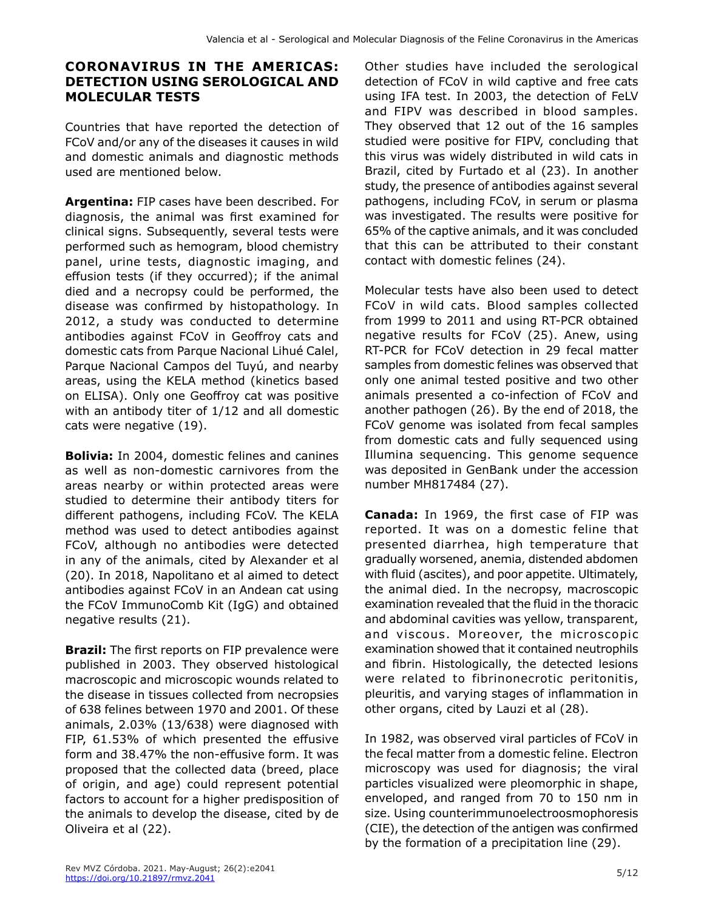## CORONAVIRUS IN THE AMERICAS: DETECTION USING SEROLOGICAL AND MOLECULAR TESTS

Countries that have reported the detection of FCoV and/or any of the diseases it causes in wild and domestic animals and diagnostic methods used are mentioned below.

**Argentina:** FIP cases have been described. For diagnosis, the animal was first examined for clinical signs. Subsequently, several tests were performed such as hemogram, blood chemistry panel, urine tests, diagnostic imaging, and effusion tests (if they occurred); if the animal died and a necropsy could be performed, the disease was confirmed by histopathology. In 2012, a study was conducted to determine antibodies against FCoV in Geoffroy cats and domestic cats from Parque Nacional Lihué Calel, Parque Nacional Campos del Tuyú, and nearby areas, using the KELA method (kinetics based on ELISA). Only one Geoffroy cat was positive with an antibody titer of 1/12 and all domestic cats were negative (19).

**Bolivia:** In 2004, domestic felines and canines as well as non-domestic carnivores from the areas nearby or within protected areas were studied to determine their antibody titers for different pathogens, including FCoV. The KELA method was used to detect antibodies against FCoV, although no antibodies were detected in any of the animals, cited by Alexander et al (20). In 2018, Napolitano et al aimed to detect antibodies against FCoV in an Andean cat using the FCoV ImmunoComb Kit (IgG) and obtained negative results (21).

**Brazil:** The first reports on FIP prevalence were published in 2003. They observed histological macroscopic and microscopic wounds related to the disease in tissues collected from necropsies of 638 felines between 1970 and 2001. Of these animals, 2.03% (13/638) were diagnosed with FIP, 61.53% of which presented the effusive form and 38.47% the non-effusive form. It was proposed that the collected data (breed, place of origin, and age) could represent potential factors to account for a higher predisposition of the animals to develop the disease, cited by de Oliveira et al (22).

Other studies have included the serological detection of FCoV in wild captive and free cats using IFA test. In 2003, the detection of FeLV and FIPV was described in blood samples. They observed that 12 out of the 16 samples studied were positive for FIPV, concluding that this virus was widely distributed in wild cats in Brazil, cited by Furtado et al (23). In another study, the presence of antibodies against several pathogens, including FCoV, in serum or plasma was investigated. The results were positive for 65% of the captive animals, and it was concluded that this can be attributed to their constant contact with domestic felines (24).

Molecular tests have also been used to detect FCoV in wild cats. Blood samples collected from 1999 to 2011 and using RT-PCR obtained negative results for FCoV (25). Anew, using RT-PCR for FCoV detection in 29 fecal matter samples from domestic felines was observed that only one animal tested positive and two other animals presented a co-infection of FCoV and another pathogen (26). By the end of 2018, the FCoV genome was isolated from fecal samples from domestic cats and fully sequenced using Illumina sequencing. This genome sequence was deposited in GenBank under the accession number MH817484 (27).

**Canada:** In 1969, the first case of FIP was reported. It was on a domestic feline that presented diarrhea, high temperature that gradually worsened, anemia, distended abdomen with fluid (ascites), and poor appetite. Ultimately, the animal died. In the necropsy, macroscopic examination revealed that the fluid in the thoracic and abdominal cavities was yellow, transparent, and viscous. Moreover, the microscopic examination showed that it contained neutrophils and fibrin. Histologically, the detected lesions were related to fibrinonecrotic peritonitis, pleuritis, and varying stages of inflammation in other organs, cited by Lauzi et al (28).

In 1982, was observed viral particles of FCoV in the fecal matter from a domestic feline. Electron microscopy was used for diagnosis; the viral particles visualized were pleomorphic in shape, enveloped, and ranged from 70 to 150 nm in size. Using counterimmunoelectroosmophoresis (CIE), the detection of the antigen was confirmed by the formation of a precipitation line (29).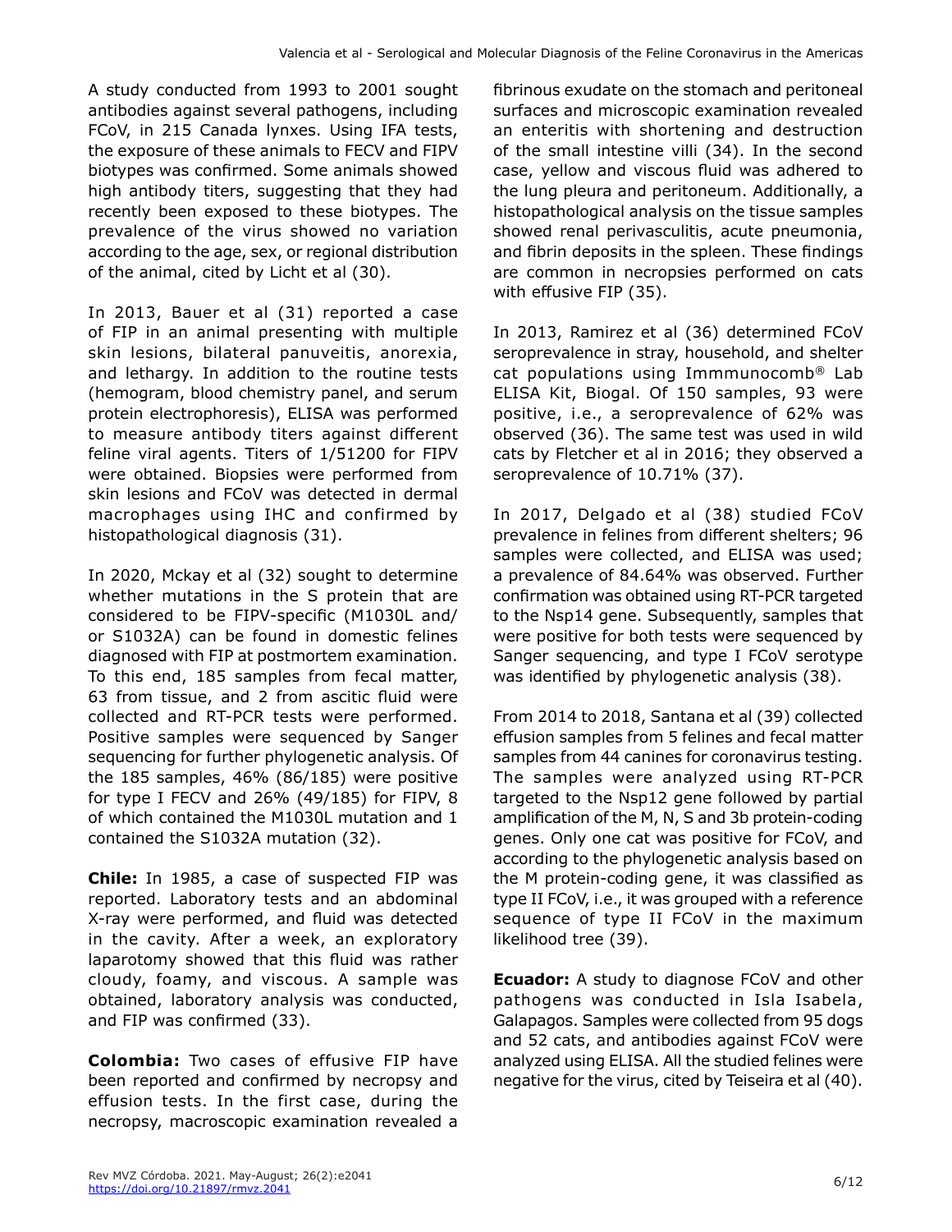A study conducted from 1993 to 2001 sought antibodies against several pathogens, including FCoV, in 215 Canada lynxes. Using IFA tests, the exposure of these animals to FECV and FIPV biotypes was confirmed. Some animals showed high antibody titers, suggesting that they had recently been exposed to these biotypes. The prevalence of the virus showed no variation according to the age, sex, or regional distribution of the animal, cited by Licht et al (30).

In 2013, Bauer et al (31) reported a case of FIP in an animal presenting with multiple skin lesions, bilateral panuveitis, anorexia, and lethargy. In addition to the routine tests (hemogram, blood chemistry panel, and serum protein electrophoresis), ELISA was performed to measure antibody titers against different feline viral agents. Titers of 1/51200 for FIPV were obtained. Biopsies were performed from skin lesions and FCoV was detected in dermal macrophages using IHC and confirmed by histopathological diagnosis (31).

In 2020, Mckay et al (32) sought to determine whether mutations in the S protein that are considered to be FIPV-specific (M1030L and/or S1032A) can be found in domestic felines diagnosed with FIP at postmortem examination. To this end, 185 samples from fecal matter, 63 from tissue, and 2 from ascitic fluid were collected and RT-PCR tests were performed. Positive samples were sequenced by Sanger sequencing for further phylogenetic analysis. Of the 185 samples, 46% (86/185) were positive for type I FECV and 26% (49/185) for FIPV, 8 of which contained the M1030L mutation and 1 contained the S1032A mutation (32).

**Chile:** In 1985, a case of suspected FIP was reported. Laboratory tests and an abdominal X-ray were performed, and fluid was detected in the cavity. After a week, an exploratory laparotomy showed that this fluid was rather cloudy, foamy, and viscous. A sample was obtained, laboratory analysis was conducted, and FIP was confirmed (33).

**Colombia:** Two cases of effusive FIP have been reported and confirmed by necropsy and effusion tests. In the first case, during the necropsy, macroscopic examination revealed a fibrinous exudate on the stomach and peritoneal surfaces and microscopic examination revealed an enteritis with shortening and destruction of the small intestine villi (34). In the second case, yellow and viscous fluid was adhered to the lung pleura and peritoneum. Additionally, a histopathological analysis on the tissue samples showed renal perivasculitis, acute pneumonia, and fibrin deposits in the spleen. These findings are common in necropsies performed on cats with effusive FIP (35).

In 2013, Ramirez et al (36) determined FCoV seroprevalence in stray, household, and shelter cat populations using Immmunocomb® Lab ELISA Kit, Biogal. Of 150 samples, 93 were positive, i.e., a seroprevalence of 62% was observed (36). The same test was used in wild cats by Fletcher et al in 2016; they observed a seroprevalence of 10.71% (37).

In 2017, Delgado et al (38) studied FCoV prevalence in felines from different shelters; 96 samples were collected, and ELISA was used; a prevalence of 84.64% was observed. Further confirmation was obtained using RT-PCR targeted to the Nsp14 gene. Subsequently, samples that were positive for both tests were sequenced by Sanger sequencing, and type I FCoV serotype was identified by phylogenetic analysis (38).

From 2014 to 2018, Santana et al (39) collected effusion samples from 5 felines and fecal matter samples from 44 canines for coronavirus testing. The samples were analyzed using RT-PCR targeted to the Nsp12 gene followed by partial amplification of the M, N, S and 3b protein-coding genes. Only one cat was positive for FCoV, and according to the phylogenetic analysis based on the M protein-coding gene, it was classified as type II FCoV, i.e., it was grouped with a reference sequence of type II FCoV in the maximum likelihood tree (39).

**Ecuador:** A study to diagnose FCoV and other pathogens was conducted in Isla Isabela, Galapagos. Samples were collected from 95 dogs and 52 cats, and antibodies against FCoV were analyzed using ELISA. All the studied felines were negative for the virus, cited by Teiseira et al (40).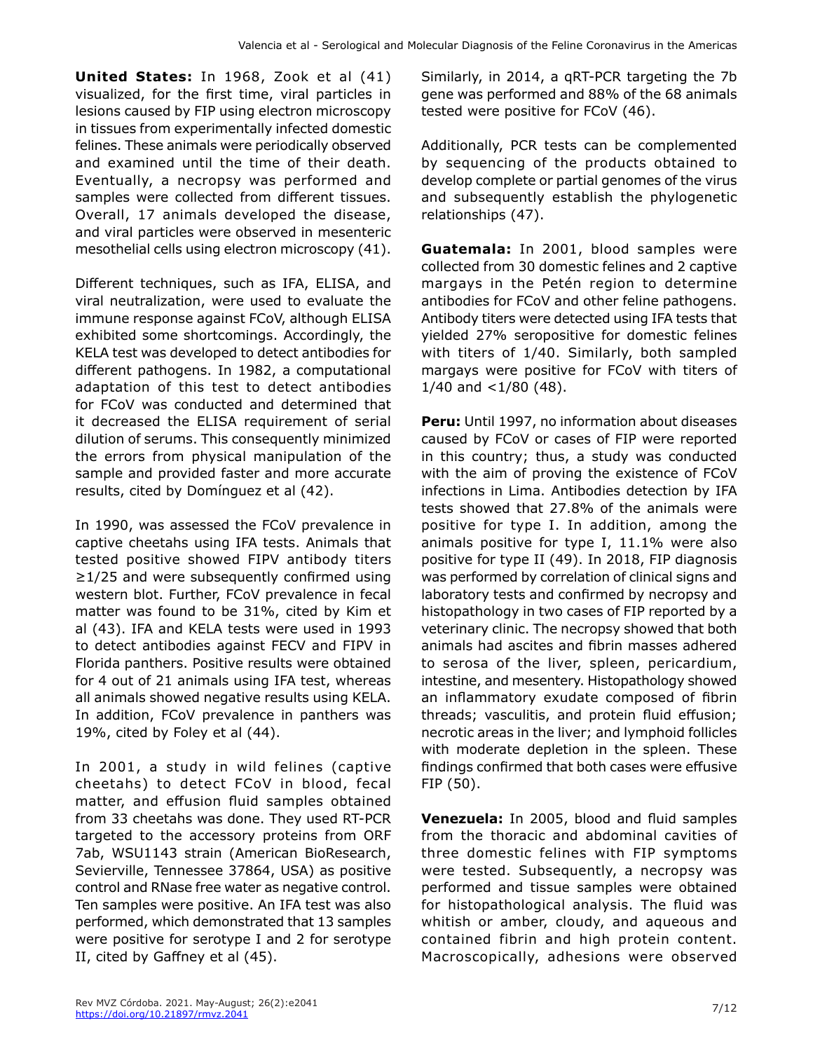**United States:** In 1968, Zook et al (41) visualized, for the first time, viral particles in lesions caused by FIP using electron microscopy in tissues from experimentally infected domestic felines. These animals were periodically observed and examined until the time of their death. Eventually, a necropsy was performed and samples were collected from different tissues. Overall, 17 animals developed the disease, and viral particles were observed in mesenteric mesothelial cells using electron microscopy (41).

Different techniques, such as IFA, ELISA, and viral neutralization, were used to evaluate the immune response against FCoV, although ELISA exhibited some shortcomings. Accordingly, the KELA test was developed to detect antibodies for different pathogens. In 1982, a computational adaptation of this test to detect antibodies for FCoV was conducted and determined that it decreased the ELISA requirement of serial dilution of serums. This consequently minimized the errors from physical manipulation of the sample and provided faster and more accurate results, cited by Domínguez et al (42).

In 1990, was assessed the FCoV prevalence in captive cheetahs using IFA tests. Animals that tested positive showed FIPV antibody titers ≥1/25 and were subsequently confirmed using western blot. Further, FCoV prevalence in fecal matter was found to be 31%, cited by Kim et al (43). IFA and KELA tests were used in 1993 to detect antibodies against FECV and FIPV in Florida panthers. Positive results were obtained for 4 out of 21 animals using IFA test, whereas all animals showed negative results using KELA. In addition, FCoV prevalence in panthers was 19%, cited by Foley et al (44).

In 2001, a study in wild felines (captive cheetahs) to detect FCoV in blood, fecal matter, and effusion fluid samples obtained from 33 cheetahs was done. They used RT-PCR targeted to the accessory proteins from ORF 7ab, WSU1143 strain (American BioResearch, Sevierville, Tennessee 37864, USA) as positive control and RNase free water as negative control. Ten samples were positive. An IFA test was also performed, which demonstrated that 13 samples were positive for serotype I and 2 for serotype II, cited by Gaffney et al (45).

Similarly, in 2014, a qRT-PCR targeting the 7b gene was performed and 88% of the 68 animals tested were positive for FCoV (46).

Additionally, PCR tests can be complemented by sequencing of the products obtained to develop complete or partial genomes of the virus and subsequently establish the phylogenetic relationships (47).

**Guatemala:** In 2001, blood samples were collected from 30 domestic felines and 2 captive margays in the Petén region to determine antibodies for FCoV and other feline pathogens. Antibody titers were detected using IFA tests that yielded 27% seropositive for domestic felines with titers of 1/40. Similarly, both sampled margays were positive for FCoV with titers of 1/40 and <1/80 (48).

**Peru:** Until 1997, no information about diseases caused by FCoV or cases of FIP were reported in this country; thus, a study was conducted with the aim of proving the existence of FCoV infections in Lima. Antibodies detection by IFA tests showed that 27.8% of the animals were positive for type I. In addition, among the animals positive for type I, 11.1% were also positive for type II (49). In 2018, FIP diagnosis was performed by correlation of clinical signs and laboratory tests and confirmed by necropsy and histopathology in two cases of FIP reported by a veterinary clinic. The necropsy showed that both animals had ascites and fibrin masses adhered to serosa of the liver, spleen, pericardium, intestine, and mesentery. Histopathology showed an inflammatory exudate composed of fibrin threads; vasculitis, and protein fluid effusion; necrotic areas in the liver; and lymphoid follicles with moderate depletion in the spleen. These findings confirmed that both cases were effusive FIP (50).

**Venezuela:** In 2005, blood and fluid samples from the thoracic and abdominal cavities of three domestic felines with FIP symptoms were tested. Subsequently, a necropsy was performed and tissue samples were obtained for histopathological analysis. The fluid was whitish or amber, cloudy, and aqueous and contained fibrin and high protein content. Macroscopically, adhesions were observed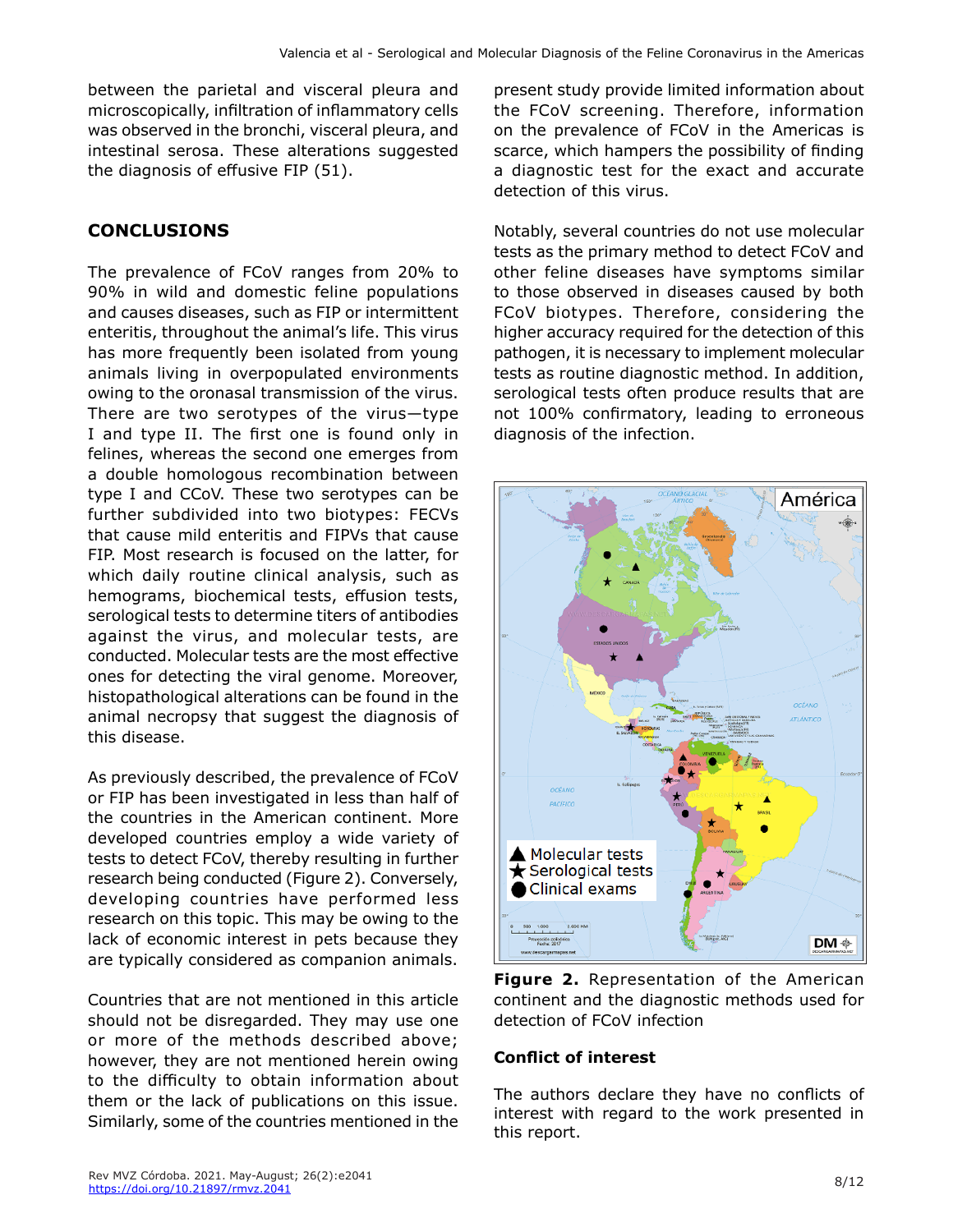between the parietal and visceral pleura and microscopically, infiltration of inflammatory cells was observed in the bronchi, visceral pleura, and intestinal serosa. These alterations suggested the diagnosis of effusive FIP (51).

## CONCLUSIONS

The prevalence of FCoV ranges from 20% to 90% in wild and domestic feline populations and causes diseases, such as FIP or intermittent enteritis, throughout the animal's life. This virus has more frequently been isolated from young animals living in overpopulated environments owing to the oronasal transmission of the virus. There are two serotypes of the virus—type I and type II. The first one is found only in felines, whereas the second one emerges from a double homologous recombination between type I and CCoV. These two serotypes can be further subdivided into two biotypes: FECVs that cause mild enteritis and FIPVs that cause FIP. Most research is focused on the latter, for which daily routine clinical analysis, such as hemograms, biochemical tests, effusion tests, serological tests to determine titers of antibodies against the virus, and molecular tests, are conducted. Molecular tests are the most effective ones for detecting the viral genome. Moreover, histopathological alterations can be found in the animal necropsy that suggest the diagnosis of this disease.

As previously described, the prevalence of FCoV or FIP has been investigated in less than half of the countries in the American continent. More developed countries employ a wide variety of tests to detect FCoV, thereby resulting in further research being conducted (Figure 2). Conversely, developing countries have performed less research on this topic. This may be owing to the lack of economic interest in pets because they are typically considered as companion animals.

Countries that are not mentioned in this article should not be disregarded. They may use one or more of the methods described above; however, they are not mentioned herein owing to the difficulty to obtain information about them or the lack of publications on this issue. Similarly, some of the countries mentioned in the present study provide limited information about the FCoV screening. Therefore, information on the prevalence of FCoV in the Americas is scarce, which hampers the possibility of finding a diagnostic test for the exact and accurate detection of this virus.

Notably, several countries do not use molecular tests as the primary method to detect FCoV and other feline diseases have symptoms similar to those observed in diseases caused by both FCoV biotypes. Therefore, considering the higher accuracy required for the detection of this pathogen, it is necessary to implement molecular tests as routine diagnostic method. In addition, serological tests often produce results that are not 100% confirmatory, leading to erroneous diagnosis of the infection.

**Figure 2.** Representation of the American continent and the diagnostic methods used for detection of FCoV infection

### Conflict of interest

The authors declare they have no conflicts of interest with regard to the work presented in this report.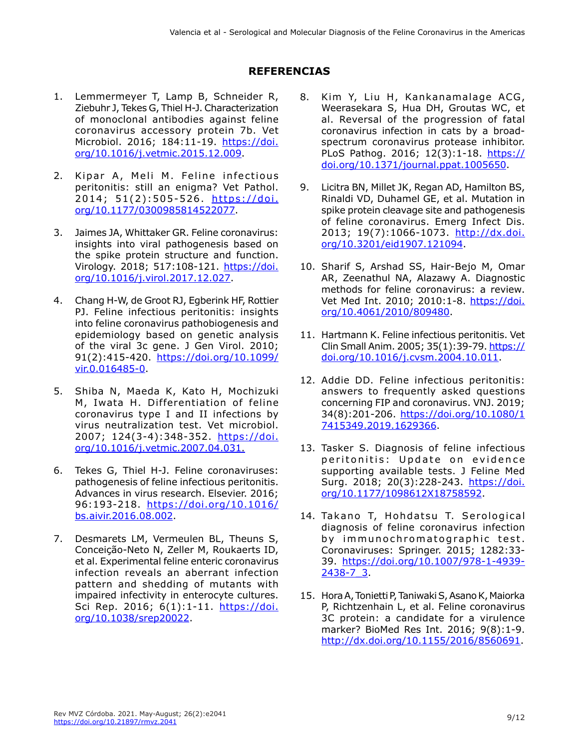## REFERENCIAS

1. Lemmermeyer T, Lamp B, Schneider R, Ziebuhr J, Tekes G, Thiel H-J. Characterization of monoclonal antibodies against feline coronavirus accessory protein 7b. Vet Microbiol. 2016; 184:11-19. https://doi.org/10.1016/j.vetmic.2015.12.009.

2. Kipar A, Meli M. Feline infectious peritonitis: still an enigma? Vet Pathol. 2014; 51(2):505-526. https://doi.org/10.1177/0300985814522077.

3. Jaimes JA, Whittaker GR. Feline coronavirus: insights into viral pathogenesis based on the spike protein structure and function. Virology. 2018; 517:108-121. https://doi.org/10.1016/j.virol.2017.12.027.

4. Chang H-W, de Groot RJ, Egberink HF, Rottier PJ. Feline infectious peritonitis: insights into feline coronavirus pathobiogenesis and epidemiology based on genetic analysis of the viral 3c gene. J Gen Virol. 2010; 91(2):415-420. https://doi.org/10.1099/vir.0.016485-0.

5. Shiba N, Maeda K, Kato H, Mochizuki M, Iwata H. Differentiation of feline coronavirus type I and II infections by virus neutralization test. Vet microbiol. 2007; 124(3-4):348-352. https://doi.org/10.1016/j.vetmic.2007.04.031.

6. Tekes G, Thiel H-J. Feline coronaviruses: pathogenesis of feline infectious peritonitis. Advances in virus research. Elsevier. 2016; 96:193-218. https://doi.org/10.1016/bs.aivir.2016.08.002.

7. Desmarets LM, Vermeulen BL, Theuns S, Conceição-Neto N, Zeller M, Roukaerts ID, et al. Experimental feline enteric coronavirus infection reveals an aberrant infection pattern and shedding of mutants with impaired infectivity in enterocyte cultures. Sci Rep. 2016; 6(1):1-11. https://doi.org/10.1038/srep20022.

8. Kim Y, Liu H, Kankanamalage ACG, Weerasekara S, Hua DH, Groutas WC, et al. Reversal of the progression of fatal coronavirus infection in cats by a broad-spectrum coronavirus protease inhibitor. PLoS Pathog. 2016; 12(3):1-18. https://doi.org/10.1371/journal.ppat.1005650.

9. Licitra BN, Millet JK, Regan AD, Hamilton BS, Rinaldi VD, Duhamel GE, et al. Mutation in spike protein cleavage site and pathogenesis of feline coronavirus. Emerg Infect Dis. 2013; 19(7):1066-1073. http://dx.doi.org/10.3201/eid1907.121094.

10. Sharif S, Arshad SS, Hair-Bejo M, Omar AR, Zeenathul NA, Alazawy A. Diagnostic methods for feline coronavirus: a review. Vet Med Int. 2010; 2010:1-8. https://doi.org/10.4061/2010/809480.

11. Hartmann K. Feline infectious peritonitis. Vet Clin Small Anim. 2005; 35(1):39-79. https://doi.org/10.1016/j.cvsm.2004.10.011.

12. Addie DD. Feline infectious peritonitis: answers to frequently asked questions concerning FIP and coronavirus. VNJ. 2019; 34(8):201-206. https://doi.org/10.1080/17415349.2019.1629366.

13. Tasker S. Diagnosis of feline infectious peritonitis: Update on evidence supporting available tests. J Feline Med Surg. 2018; 20(3):228-243. https://doi.org/10.1177/1098612X18758592.

14. Takano T, Hohdatsu T. Serological diagnosis of feline coronavirus infection by immunochromatographic test. Coronaviruses: Springer. 2015; 1282:33-39. https://doi.org/10.1007/978-1-4939-2438-7_3.

15. Hora A, Tonietti P, Taniwaki S, Asano K, Maiorka P, Richtzenhain L, et al. Feline coronavirus 3C protein: a candidate for a virulence marker? BioMed Res Int. 2016; 9(8):1-9. http://dx.doi.org/10.1155/2016/8560691.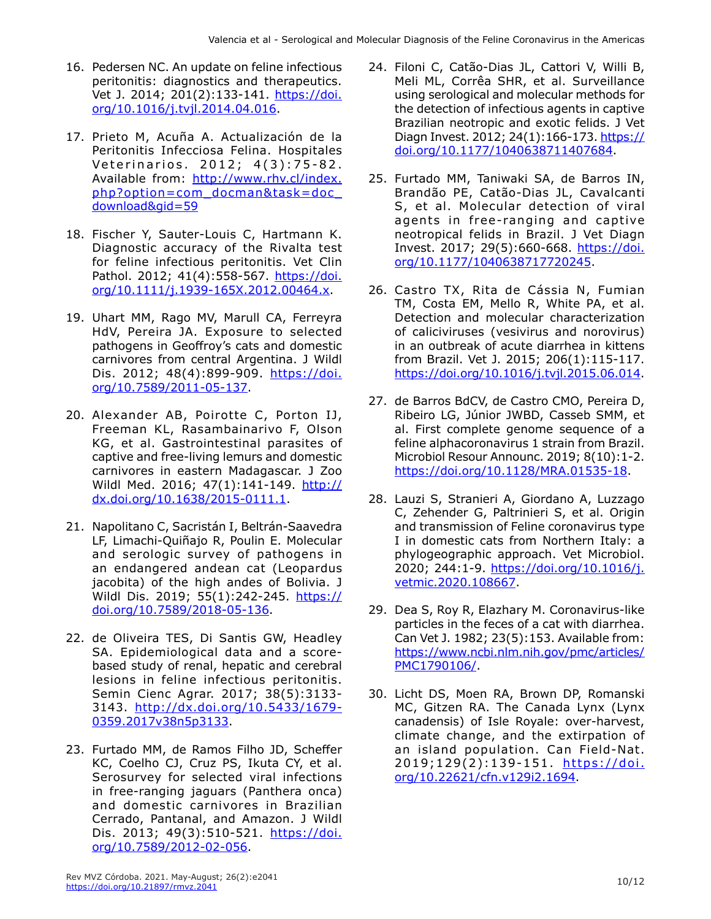16. Pedersen NC. An update on feline infectious peritonitis: diagnostics and therapeutics. Vet J. 2014; 201(2):133-141. https://doi.org/10.1016/j.tvjl.2014.04.016.

17. Prieto M, Acuña A. Actualización de la Peritonitis Infecciosa Felina. Hospitales Veterinarios. 2012; 4(3):75-82. Available from: http://www.rhv.cl/index.php?option=com_docman&task=doc_download&gid=59

18. Fischer Y, Sauter-Louis C, Hartmann K. Diagnostic accuracy of the Rivalta test for feline infectious peritonitis. Vet Clin Pathol. 2012; 41(4):558-567. https://doi.org/10.1111/j.1939-165X.2012.00464.x.

19. Uhart MM, Rago MV, Marull CA, Ferreyra HdV, Pereira JA. Exposure to selected pathogens in Geoffroy's cats and domestic carnivores from central Argentina. J Wildl Dis. 2012; 48(4):899-909. https://doi.org/10.7589/2011-05-137.

20. Alexander AB, Poirotte C, Porton IJ, Freeman KL, Rasambainarivo F, Olson KG, et al. Gastrointestinal parasites of captive and free-living lemurs and domestic carnivores in eastern Madagascar. J Zoo Wildl Med. 2016; 47(1):141-149. http://dx.doi.org/10.1638/2015-0111.1.

21. Napolitano C, Sacristán I, Beltrán-Saavedra LF, Limachi-Quiñajo R, Poulin E. Molecular and serologic survey of pathogens in an endangered andean cat (Leopardus jacobita) of the high andes of Bolivia. J Wildl Dis. 2019; 55(1):242-245. https://doi.org/10.7589/2018-05-136.

22. de Oliveira TES, Di Santis GW, Headley SA. Epidemiological data and a score-based study of renal, hepatic and cerebral lesions in feline infectious peritonitis. Semin Cienc Agrar. 2017; 38(5):3133-3143. http://dx.doi.org/10.5433/1679-0359.2017v38n5p3133.

23. Furtado MM, de Ramos Filho JD, Scheffer KC, Coelho CJ, Cruz PS, Ikuta CY, et al. Serosurvey for selected viral infections in free-ranging jaguars (Panthera onca) and domestic carnivores in Brazilian Cerrado, Pantanal, and Amazon. J Wildl Dis. 2013; 49(3):510-521. https://doi.org/10.7589/2012-02-056.

24. Filoni C, Catão-Dias JL, Cattori V, Willi B, Meli ML, Corrêa SHR, et al. Surveillance using serological and molecular methods for the detection of infectious agents in captive Brazilian neotropic and exotic felids. J Vet Diagn Invest. 2012; 24(1):166-173. https://doi.org/10.1177/1040638711407684.

25. Furtado MM, Taniwaki SA, de Barros IN, Brandão PE, Catão-Dias JL, Cavalcanti S, et al. Molecular detection of viral agents in free-ranging and captive neotropical felids in Brazil. J Vet Diagn Invest. 2017; 29(5):660-668. https://doi.org/10.1177/1040638717720245.

26. Castro TX, Rita de Cássia N, Fumian TM, Costa EM, Mello R, White PA, et al. Detection and molecular characterization of caliciviruses (vesivirus and norovirus) in an outbreak of acute diarrhea in kittens from Brazil. Vet J. 2015; 206(1):115-117. https://doi.org/10.1016/j.tvjl.2015.06.014.

27. de Barros BdCV, de Castro CMO, Pereira D, Ribeiro LG, Júnior JWBD, Casseb SMM, et al. First complete genome sequence of a feline alphacoronavirus 1 strain from Brazil. Microbiol Resour Announc. 2019; 8(10):1-2. https://doi.org/10.1128/MRA.01535-18.

28. Lauzi S, Stranieri A, Giordano A, Luzzago C, Zehender G, Paltrinieri S, et al. Origin and transmission of Feline coronavirus type I in domestic cats from Northern Italy: a phylogeographic approach. Vet Microbiol. 2020; 244:1-9. https://doi.org/10.1016/j.vetmic.2020.108667.

29. Dea S, Roy R, Elazhary M. Coronavirus-like particles in the feces of a cat with diarrhea. Can Vet J. 1982; 23(5):153. Available from: https://www.ncbi.nlm.nih.gov/pmc/articles/PMC1790106/.

30. Licht DS, Moen RA, Brown DP, Romanski MC, Gitzen RA. The Canada Lynx (Lynx canadensis) of Isle Royale: over-harvest, climate change, and the extirpation of an island population. Can Field-Nat. 2019;129(2):139-151. https://doi.org/10.22621/cfn.v129i2.1694.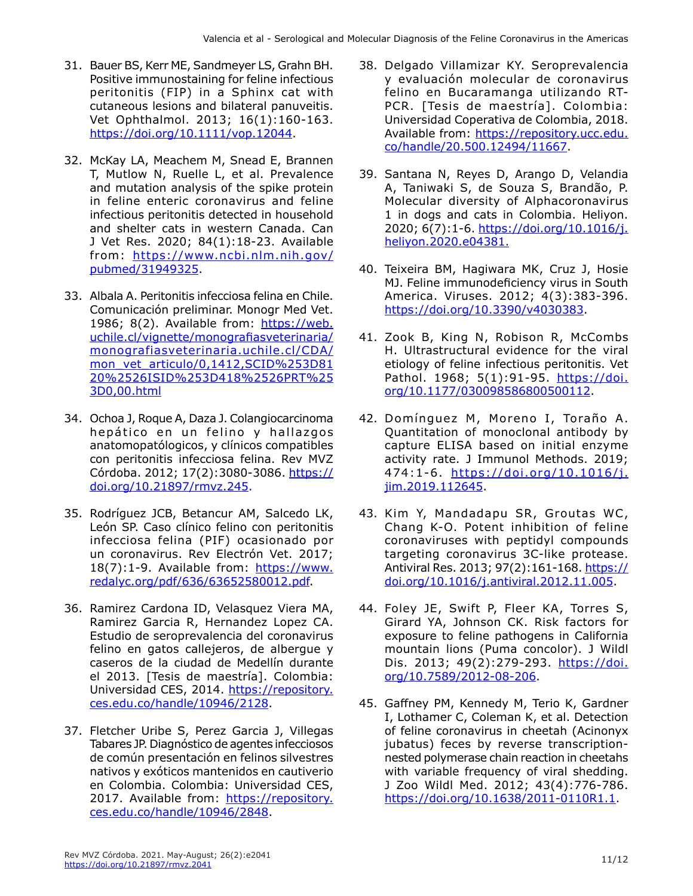31. Bauer BS, Kerr ME, Sandmeyer LS, Grahn BH. Positive immunostaining for feline infectious peritonitis (FIP) in a Sphinx cat with cutaneous lesions and bilateral panuveitis. Vet Ophthalmol. 2013; 16(1):160-163. https://doi.org/10.1111/vop.12044.

32. McKay LA, Meachem M, Snead E, Brannen T, Mutlow N, Ruelle L, et al. Prevalence and mutation analysis of the spike protein in feline enteric coronavirus and feline infectious peritonitis detected in household and shelter cats in western Canada. Can J Vet Res. 2020; 84(1):18-23. Available from: https://www.ncbi.nlm.nih.gov/pubmed/31949325.

33. Albala A. Peritonitis infecciosa felina en Chile. Comunicación preliminar. Monogr Med Vet. 1986; 8(2). Available from: https://web.uchile.cl/vignette/monografiasveterinaria/monografiasveterinaria.uchile.cl/CDA/mon_vet_articulo/0,1412,SCID%253D8120%2526ISID%253D418%2526PRT%253D0,00.html

34. Ochoa J, Roque A, Daza J. Colangiocarcinoma hepático en un felino y hallazgos anatomopatológicos, y clínicos compatibles con peritonitis infecciosa felina. Rev MVZ Córdoba. 2012; 17(2):3080-3086. https://doi.org/10.21897/rmvz.245.

35. Rodríguez JCB, Betancur AM, Salcedo LK, León SP. Caso clínico felino con peritonitis infecciosa felina (PIF) ocasionado por un coronavirus. Rev Electrón Vet. 2017; 18(7):1-9. Available from: https://www.redalyc.org/pdf/636/63652580012.pdf.

36. Ramirez Cardona ID, Velasquez Viera MA, Ramirez Garcia R, Hernandez Lopez CA. Estudio de seroprevalencia del coronavirus felino en gatos callejeros, de albergue y caseros de la ciudad de Medellín durante el 2013. [Tesis de maestría]. Colombia: Universidad CES, 2014. https://repository.ces.edu.co/handle/10946/2128.

37. Fletcher Uribe S, Perez Garcia J, Villegas Tabares JP. Diagnóstico de agentes infecciosos de común presentación en felinos silvestres nativos y exóticos mantenidos en cautiverio en Colombia. Colombia: Universidad CES, 2017. Available from: https://repository.ces.edu.co/handle/10946/2848.

38. Delgado Villamizar KY. Seroprevalencia y evaluación molecular de coronavirus felino en Bucaramanga utilizando RT-PCR. [Tesis de maestría]. Colombia: Universidad Coperativa de Colombia, 2018. Available from: https://repository.ucc.edu.co/handle/20.500.12494/11667.

39. Santana N, Reyes D, Arango D, Velandia A, Taniwaki S, de Souza S, Brandão, P. Molecular diversity of Alphacoronavirus 1 in dogs and cats in Colombia. Heliyon. 2020; 6(7):1-6. https://doi.org/10.1016/j.heliyon.2020.e04381.

40. Teixeira BM, Hagiwara MK, Cruz J, Hosie MJ. Feline immunodeficiency virus in South America. Viruses. 2012; 4(3):383-396. https://doi.org/10.3390/v4030383.

41. Zook B, King N, Robison R, McCombs H. Ultrastructural evidence for the viral etiology of feline infectious peritonitis. Vet Pathol. 1968; 5(1):91-95. https://doi.org/10.1177/030098586800500112.

42. Domínguez M, Moreno I, Toraño A. Quantitation of monoclonal antibody by capture ELISA based on initial enzyme activity rate. J Immunol Methods. 2019; 474:1-6. https://doi.org/10.1016/j.jim.2019.112645.

43. Kim Y, Mandadapu SR, Groutas WC, Chang K-O. Potent inhibition of feline coronaviruses with peptidyl compounds targeting coronavirus 3C-like protease. Antiviral Res. 2013; 97(2):161-168. https://doi.org/10.1016/j.antiviral.2012.11.005.

44. Foley JE, Swift P, Fleer KA, Torres S, Girard YA, Johnson CK. Risk factors for exposure to feline pathogens in California mountain lions (Puma concolor). J Wildl Dis. 2013; 49(2):279-293. https://doi.org/10.7589/2012-08-206.

45. Gaffney PM, Kennedy M, Terio K, Gardner I, Lothamer C, Coleman K, et al. Detection of feline coronavirus in cheetah (Acinonyx jubatus) feces by reverse transcription-nested polymerase chain reaction in cheetahs with variable frequency of viral shedding. J Zoo Wildl Med. 2012; 43(4):776-786. https://doi.org/10.1638/2011-0110R1.1.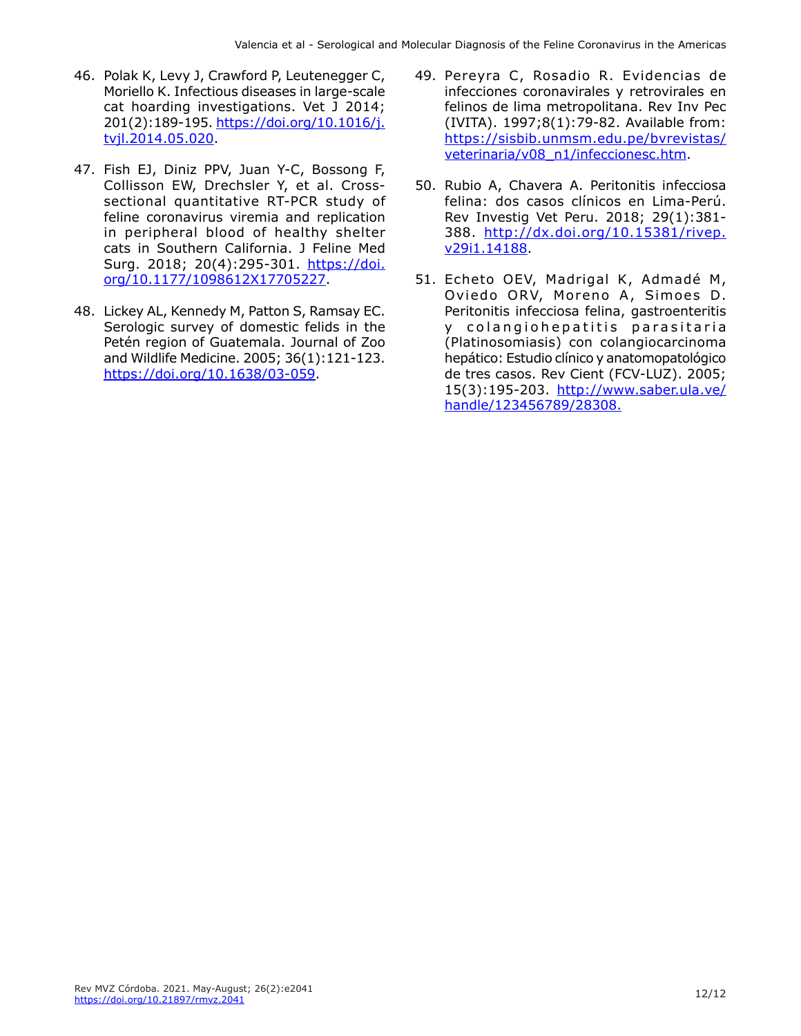46. Polak K, Levy J, Crawford P, Leutenegger C, Moriello K. Infectious diseases in large-scale cat hoarding investigations. Vet J 2014; 201(2):189-195. https://doi.org/10.1016/j.tvjl.2014.05.020.

47. Fish EJ, Diniz PPV, Juan Y-C, Bossong F, Collisson EW, Drechsler Y, et al. Cross-sectional quantitative RT-PCR study of feline coronavirus viremia and replication in peripheral blood of healthy shelter cats in Southern California. J Feline Med Surg. 2018; 20(4):295-301. https://doi.org/10.1177/1098612X17705227.

48. Lickey AL, Kennedy M, Patton S, Ramsay EC. Serologic survey of domestic felids in the Petén region of Guatemala. Journal of Zoo and Wildlife Medicine. 2005; 36(1):121-123. https://doi.org/10.1638/03-059.

49. Pereyra C, Rosadio R. Evidencias de infecciones coronavirales y retrovirales en felinos de lima metropolitana. Rev Inv Pec (IVITA). 1997;8(1):79-82. Available from: https://sisbib.unmsm.edu.pe/bvrevistas/veterinaria/v08_n1/infeccionesc.htm.

50. Rubio A, Chavera A. Peritonitis infecciosa felina: dos casos clínicos en Lima-Perú. Rev Investig Vet Peru. 2018; 29(1):381-388. http://dx.doi.org/10.15381/rivep.v29i1.14188.

51. Echeto OEV, Madrigal K, Admadé M, Oviedo ORV, Moreno A, Simoes D. Peritonitis infecciosa felina, gastroenteritis y colangiohepatitis parasitaria (Platinosomiasis) con colangiocarcinoma hepático: Estudio clínico y anatomopatológico de tres casos. Rev Cient (FCV-LUZ). 2005; 15(3):195-203. http://www.saber.ula.ve/handle/123456789/28308.